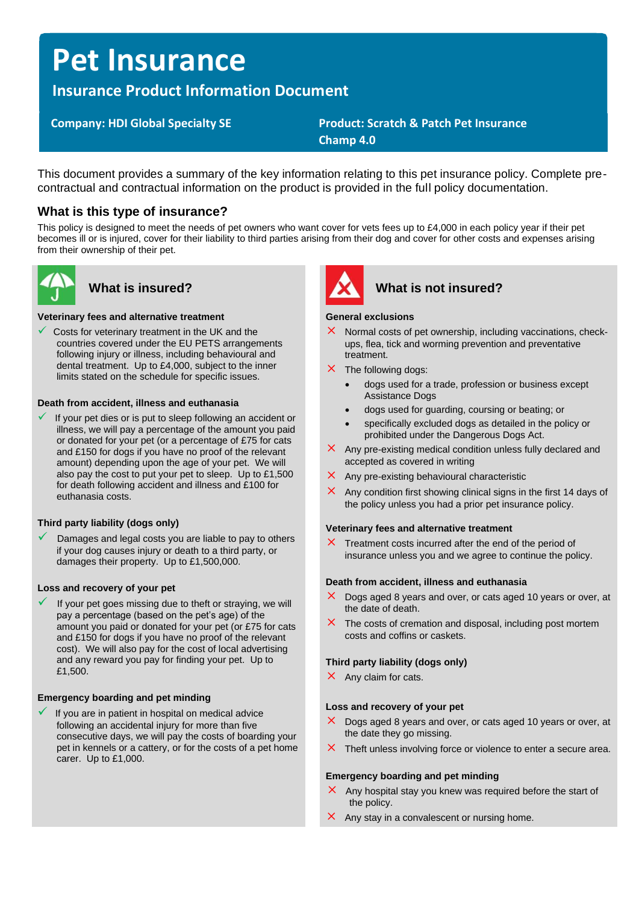# Pet Insurance

## Insurance Product Information Document

**Company: HDI Global Specialty SE**

**Product: Scratch & Patch Pet Insurance Champ 4.0**

This document provides a summary of the key information relating to this pet insurance policy. Complete pre-contractual and contractual information on the product is provided in the full policy documentation.

### What is this type of insurance?

This policy is designed to meet the needs of pet owners who want cover for vets fees up to £4,000 in each policy year if their pet becomes ill or is injured, cover for their liability to third parties arising from their dog and cover for other costs and expenses arising from their ownership of their pet.

### What is insured?

**Veterinary fees and alternative treatment**

- ✓ Costs for veterinary treatment in the UK and the countries covered under the EU PETS arrangements following injury or illness, including behavioural and dental treatment. Up to £4,000, subject to the inner limits stated on the schedule for specific issues.

**Death from accident, illness and euthanasia**

- ✓ If your pet dies or is put to sleep following an accident or illness, we will pay a percentage of the amount you paid or donated for your pet (or a percentage of £75 for cats and £150 for dogs if you have no proof of the relevant amount) depending upon the age of your pet. We will also pay the cost to put your pet to sleep. Up to £1,500 for death following accident and illness and £100 for euthanasia costs.

**Third party liability (dogs only)**

- ✓ Damages and legal costs you are liable to pay to others if your dog causes injury or death to a third party, or damages their property. Up to £1,500,000.

**Loss and recovery of your pet**

- ✓ If your pet goes missing due to theft or straying, we will pay a percentage (based on the pet's age) of the amount you paid or donated for your pet (or £75 for cats and £150 for dogs if you have no proof of the relevant cost). We will also pay for the cost of local advertising and any reward you pay for finding your pet. Up to £1,500.

**Emergency boarding and pet minding**

- ✓ If you are in patient in hospital on medical advice following an accidental injury for more than five consecutive days, we will pay the costs of boarding your pet in kennels or a cattery, or for the costs of a pet home carer. Up to £1,000.

### What is not insured?

**General exclusions**

- ✗ Normal costs of pet ownership, including vaccinations, check-ups, flea, tick and worming prevention and preventative treatment.
- ✗ The following dogs:
  - dogs used for a trade, profession or business except Assistance Dogs
  - dogs used for guarding, coursing or beating; or
  - specifically excluded dogs as detailed in the policy or prohibited under the Dangerous Dogs Act.
- ✗ Any pre-existing medical condition unless fully declared and accepted as covered in writing
- ✗ Any pre-existing behavioural characteristic
- ✗ Any condition first showing clinical signs in the first 14 days of the policy unless you had a prior pet insurance policy.

**Veterinary fees and alternative treatment**

- ✗ Treatment costs incurred after the end of the period of insurance unless you and we agree to continue the policy.

**Death from accident, illness and euthanasia**

- ✗ Dogs aged 8 years and over, or cats aged 10 years or over, at the date of death.
- ✗ The costs of cremation and disposal, including post mortem costs and coffins or caskets.

**Third party liability (dogs only)**

- ✗ Any claim for cats.

**Loss and recovery of your pet**

- ✗ Dogs aged 8 years and over, or cats aged 10 years or over, at the date they go missing.
- ✗ Theft unless involving force or violence to enter a secure area.

**Emergency boarding and pet minding**

- ✗ Any hospital stay you knew was required before the start of the policy.
- ✗ Any stay in a convalescent or nursing home.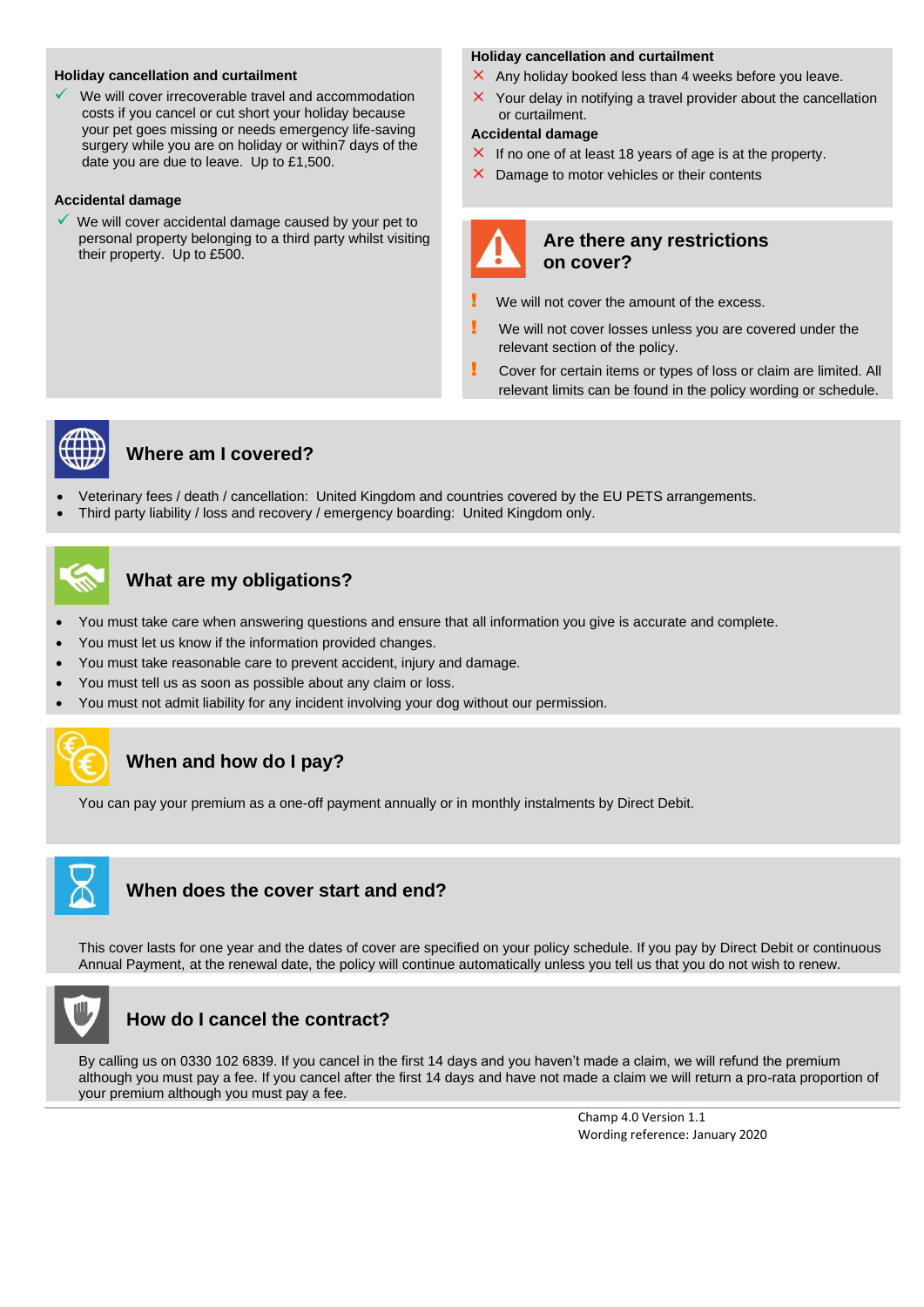### Holiday cancellation and curtailment

- ✓ We will cover irrecoverable travel and accommodation costs if you cancel or cut short your holiday because your pet goes missing or needs emergency life-saving surgery while you are on holiday or within7 days of the date you are due to leave. Up to £1,500.

### Accidental damage

- ✓ We will cover accidental damage caused by your pet to personal property belonging to a third party whilst visiting their property. Up to £500.

### Holiday cancellation and curtailment

- ✗ Any holiday booked less than 4 weeks before you leave.
- ✗ Your delay in notifying a travel provider about the cancellation or curtailment.

### Accidental damage

- ✗ If no one of at least 18 years of age is at the property.
- ✗ Damage to motor vehicles or their contents

## Are there any restrictions on cover?

- ! We will not cover the amount of the excess.
- ! We will not cover losses unless you are covered under the relevant section of the policy.
- ! Cover for certain items or types of loss or claim are limited. All relevant limits can be found in the policy wording or schedule.

## Where am I covered?

- Veterinary fees / death / cancellation: United Kingdom and countries covered by the EU PETS arrangements.
- Third party liability / loss and recovery / emergency boarding: United Kingdom only.

## What are my obligations?

- You must take care when answering questions and ensure that all information you give is accurate and complete.
- You must let us know if the information provided changes.
- You must take reasonable care to prevent accident, injury and damage.
- You must tell us as soon as possible about any claim or loss.
- You must not admit liability for any incident involving your dog without our permission.

## When and how do I pay?

You can pay your premium as a one-off payment annually or in monthly instalments by Direct Debit.

## When does the cover start and end?

This cover lasts for one year and the dates of cover are specified on your policy schedule. If you pay by Direct Debit or continuous Annual Payment, at the renewal date, the policy will continue automatically unless you tell us that you do not wish to renew.

## How do I cancel the contract?

By calling us on 0330 102 6839. If you cancel in the first 14 days and you haven't made a claim, we will refund the premium although you must pay a fee. If you cancel after the first 14 days and have not made a claim we will return a pro-rata proportion of your premium although you must pay a fee.

Champ 4.0 Version 1.1
Wording reference: January 2020